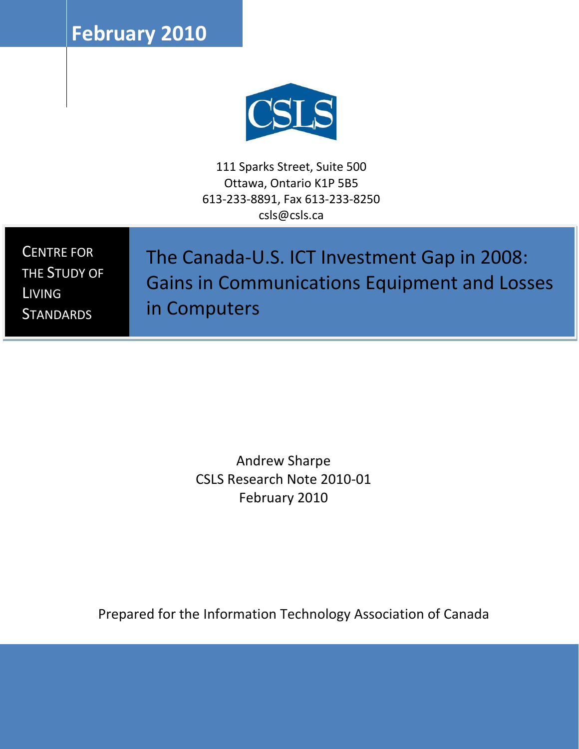February 2010

CSLS

111 Sparks Street, Suite 500
Ottawa, Ontario K1P 5B5
613-233-8891, Fax 613-233-8250
csls@csls.ca

CENTRE FOR THE STUDY OF LIVING STANDARDS

# The Canada-U.S. ICT Investment Gap in 2008: Gains in Communications Equipment and Losses in Computers

Andrew Sharpe
CSLS Research Note 2010-01
February 2010

Prepared for the Information Technology Association of Canada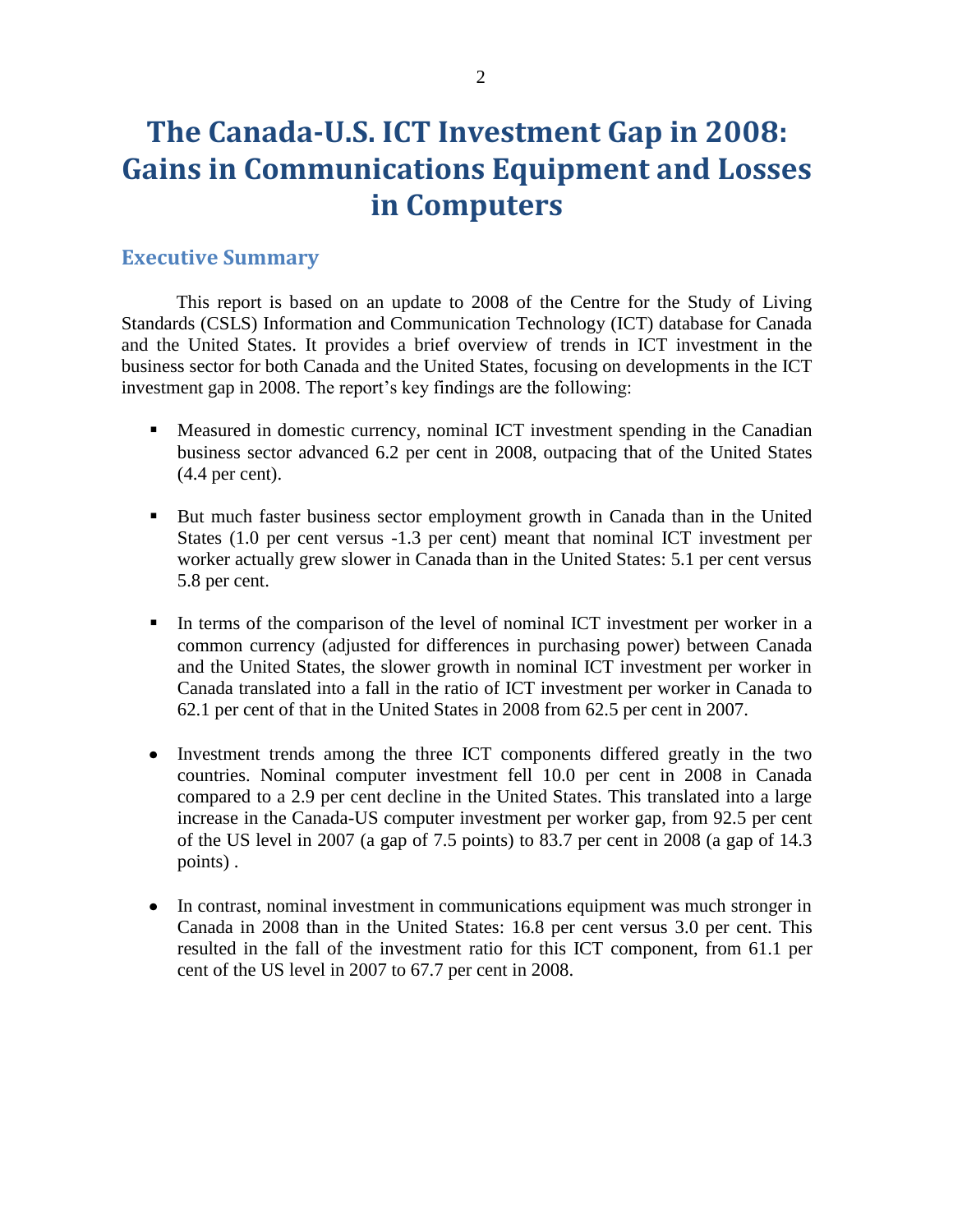# The Canada-U.S. ICT Investment Gap in 2008: Gains in Communications Equipment and Losses in Computers

## Executive Summary

This report is based on an update to 2008 of the Centre for the Study of Living Standards (CSLS) Information and Communication Technology (ICT) database for Canada and the United States. It provides a brief overview of trends in ICT investment in the business sector for both Canada and the United States, focusing on developments in the ICT investment gap in 2008. The report's key findings are the following:

- Measured in domestic currency, nominal ICT investment spending in the Canadian business sector advanced 6.2 per cent in 2008, outpacing that of the United States (4.4 per cent).

- But much faster business sector employment growth in Canada than in the United States (1.0 per cent versus -1.3 per cent) meant that nominal ICT investment per worker actually grew slower in Canada than in the United States: 5.1 per cent versus 5.8 per cent.

- In terms of the comparison of the level of nominal ICT investment per worker in a common currency (adjusted for differences in purchasing power) between Canada and the United States, the slower growth in nominal ICT investment per worker in Canada translated into a fall in the ratio of ICT investment per worker in Canada to 62.1 per cent of that in the United States in 2008 from 62.5 per cent in 2007.

- Investment trends among the three ICT components differed greatly in the two countries. Nominal computer investment fell 10.0 per cent in 2008 in Canada compared to a 2.9 per cent decline in the United States. This translated into a large increase in the Canada-US computer investment per worker gap, from 92.5 per cent of the US level in 2007 (a gap of 7.5 points) to 83.7 per cent in 2008 (a gap of 14.3 points) .

- In contrast, nominal investment in communications equipment was much stronger in Canada in 2008 than in the United States: 16.8 per cent versus 3.0 per cent. This resulted in the fall of the investment ratio for this ICT component, from 61.1 per cent of the US level in 2007 to 67.7 per cent in 2008.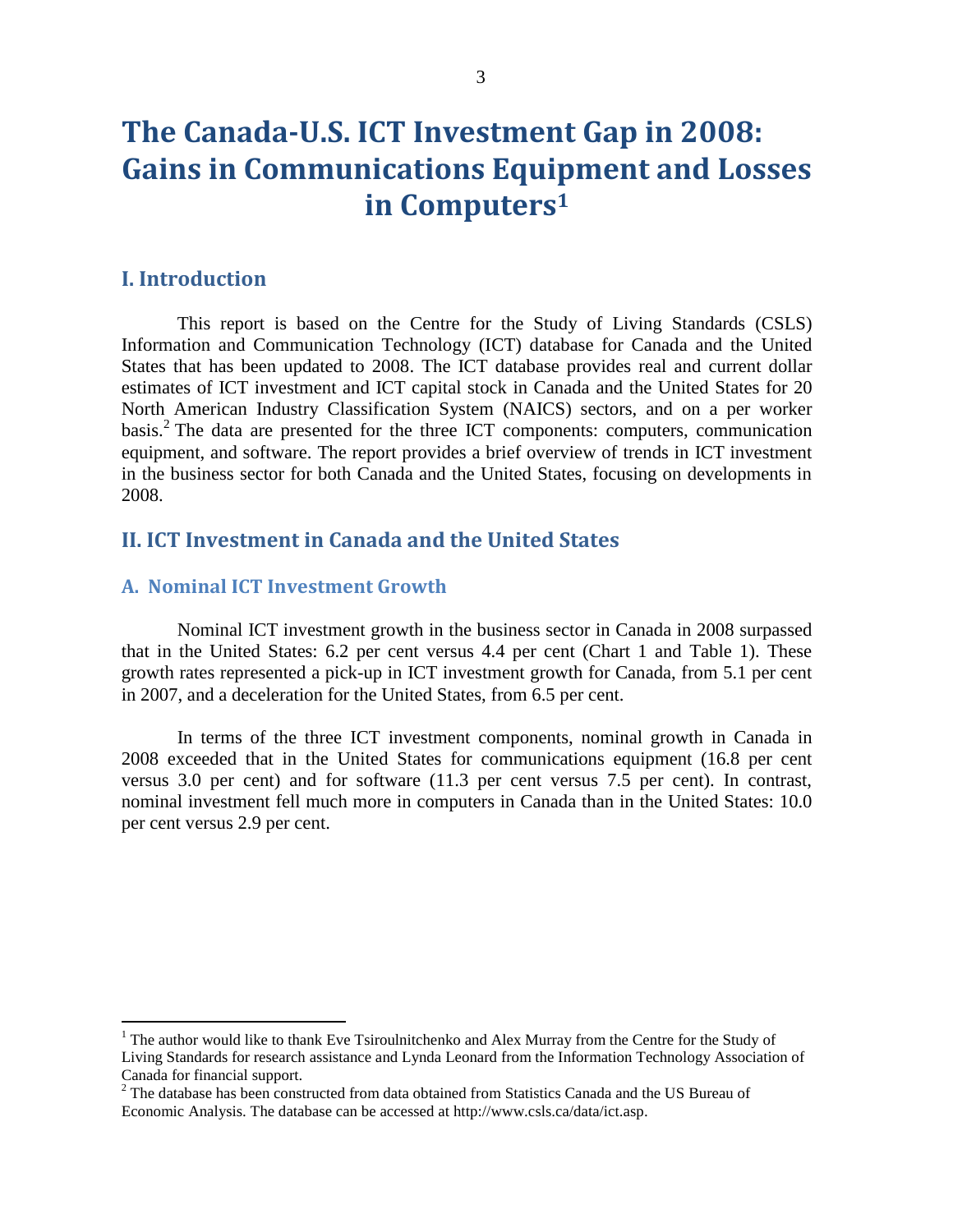# The Canada-U.S. ICT Investment Gap in 2008: Gains in Communications Equipment and Losses in Computers[1]

## I. Introduction

This report is based on the Centre for the Study of Living Standards (CSLS) Information and Communication Technology (ICT) database for Canada and the United States that has been updated to 2008. The ICT database provides real and current dollar estimates of ICT investment and ICT capital stock in Canada and the United States for 20 North American Industry Classification System (NAICS) sectors, and on a per worker basis.[2] The data are presented for the three ICT components: computers, communication equipment, and software. The report provides a brief overview of trends in ICT investment in the business sector for both Canada and the United States, focusing on developments in 2008.

## II. ICT Investment in Canada and the United States

### A. Nominal ICT Investment Growth

Nominal ICT investment growth in the business sector in Canada in 2008 surpassed that in the United States: 6.2 per cent versus 4.4 per cent (Chart 1 and Table 1). These growth rates represented a pick-up in ICT investment growth for Canada, from 5.1 per cent in 2007, and a deceleration for the United States, from 6.5 per cent.

In terms of the three ICT investment components, nominal growth in Canada in 2008 exceeded that in the United States for communications equipment (16.8 per cent versus 3.0 per cent) and for software (11.3 per cent versus 7.5 per cent). In contrast, nominal investment fell much more in computers in Canada than in the United States: 10.0 per cent versus 2.9 per cent.

---

[1] The author would like to thank Eve Tsiroulnitchenko and Alex Murray from the Centre for the Study of Living Standards for research assistance and Lynda Leonard from the Information Technology Association of Canada for financial support.

[2] The database has been constructed from data obtained from Statistics Canada and the US Bureau of Economic Analysis. The database can be accessed at http://www.csls.ca/data/ict.asp.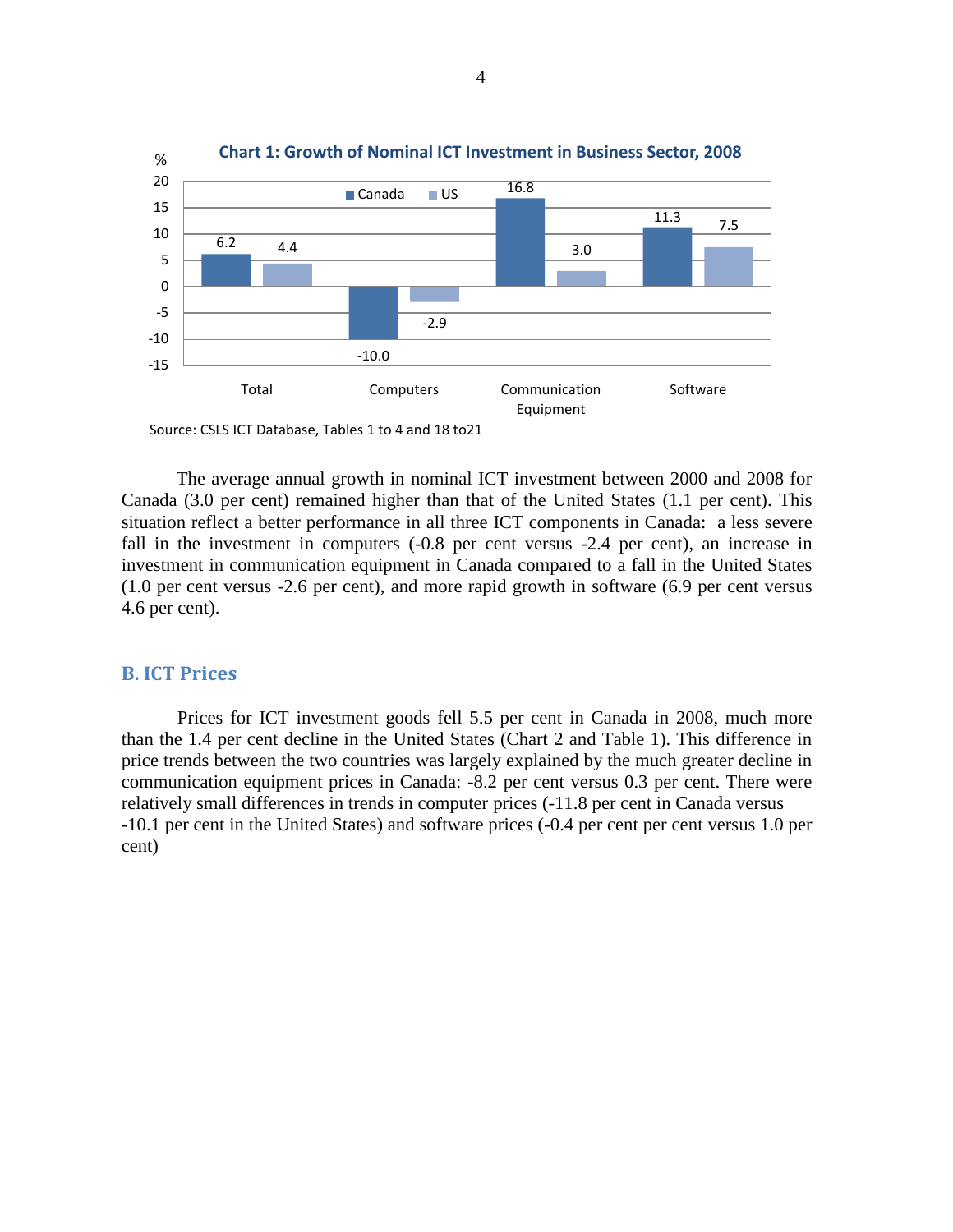**Chart 1: Growth of Nominal ICT Investment in Business Sector, 2008**

| % | Canada | US |
|---|---|---|
| Total | 6.2 | 4.4 |
| Computers | -10.0 | -2.9 |
| Communication Equipment | 16.8 | 3.0 |
| Software | 11.3 | 7.5 |

Source: CSLS ICT Database, Tables 1 to 4 and 18 to21

The average annual growth in nominal ICT investment between 2000 and 2008 for Canada (3.0 per cent) remained higher than that of the United States (1.1 per cent). This situation reflect a better performance in all three ICT components in Canada: a less severe fall in the investment in computers (-0.8 per cent versus -2.4 per cent), an increase in investment in communication equipment in Canada compared to a fall in the United States (1.0 per cent versus -2.6 per cent), and more rapid growth in software (6.9 per cent versus 4.6 per cent).

## B. ICT Prices

Prices for ICT investment goods fell 5.5 per cent in Canada in 2008, much more than the 1.4 per cent decline in the United States (Chart 2 and Table 1). This difference in price trends between the two countries was largely explained by the much greater decline in communication equipment prices in Canada: -8.2 per cent versus 0.3 per cent. There were relatively small differences in trends in computer prices (-11.8 per cent in Canada versus -10.1 per cent in the United States) and software prices (-0.4 per cent per cent versus 1.0 per cent)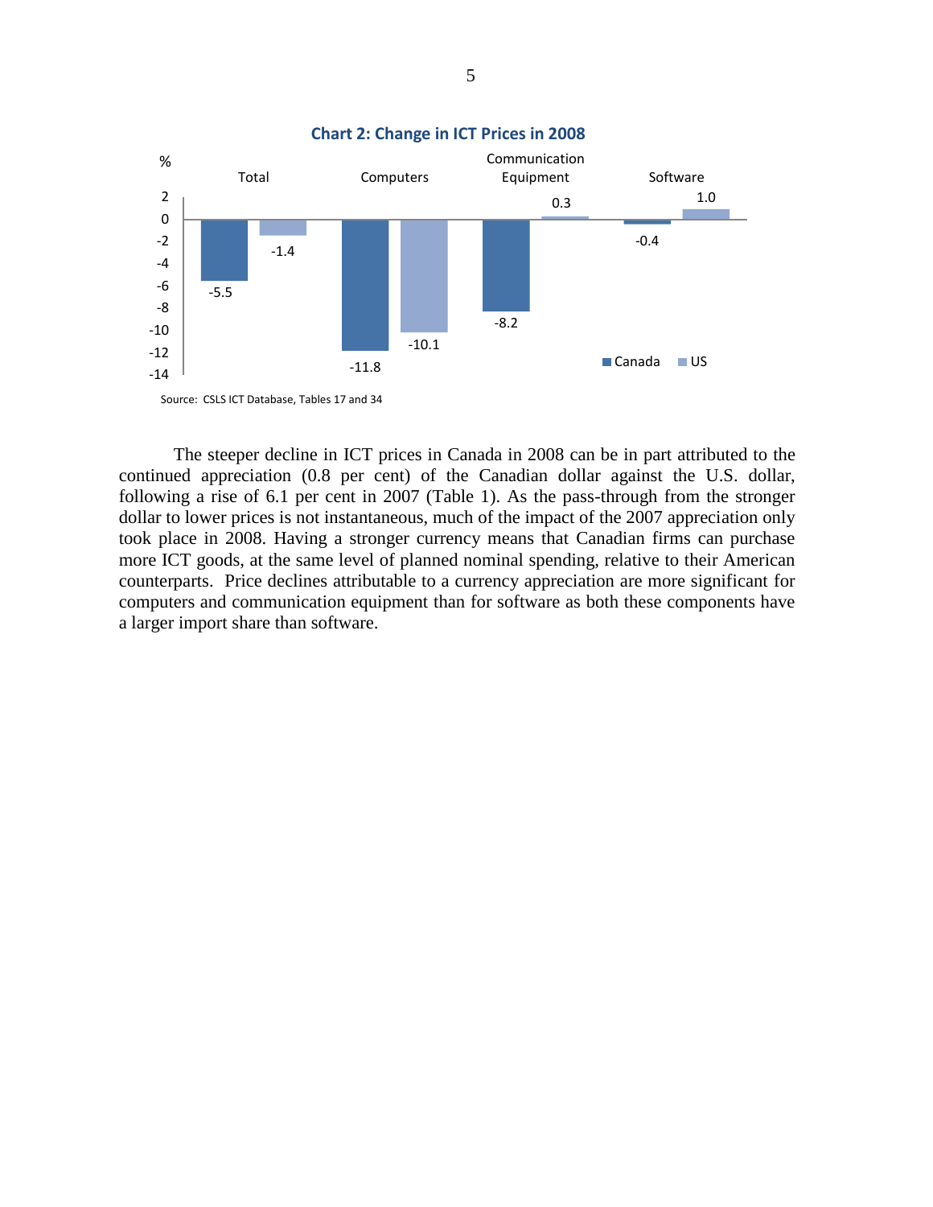**Chart 2: Change in ICT Prices in 2008**

| % | Total | Computers | Communication Equipment | Software |
|---|---|---|---|---|
| Canada | -5.5 | -11.8 | -8.2 | -0.4 |
| US | -1.4 | -10.1 | 0.3 | 1.0 |

Source: CSLS ICT Database, Tables 17 and 34

The steeper decline in ICT prices in Canada in 2008 can be in part attributed to the continued appreciation (0.8 per cent) of the Canadian dollar against the U.S. dollar, following a rise of 6.1 per cent in 2007 (Table 1). As the pass-through from the stronger dollar to lower prices is not instantaneous, much of the impact of the 2007 appreciation only took place in 2008. Having a stronger currency means that Canadian firms can purchase more ICT goods, at the same level of planned nominal spending, relative to their American counterparts. Price declines attributable to a currency appreciation are more significant for computers and communication equipment than for software as both these components have a larger import share than software.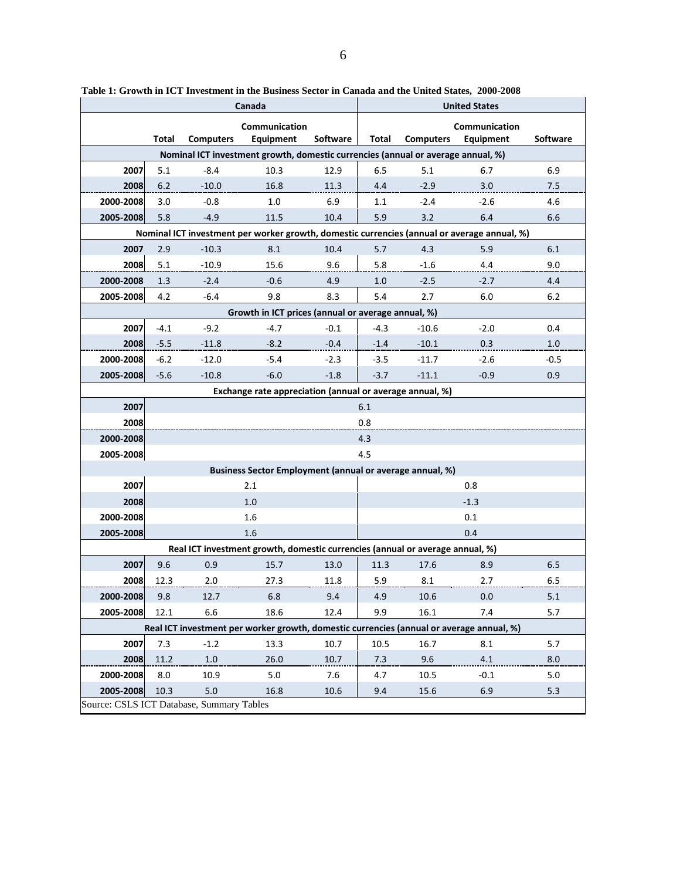**Table 1: Growth in ICT Investment in the Business Sector in Canada and the United States, 2000-2008**

| | Canada | | | | United States | | | |
|---|---|---|---|---|---|---|---|---|
| | Total | Computers | Communication Equipment | Software | Total | Computers | Communication Equipment | Software |
| **Nominal ICT investment growth, domestic currencies (annual or average annual, %)** | | | | | | | | |
| 2007 | 5.1 | -8.4 | 10.3 | 12.9 | 6.5 | 5.1 | 6.7 | 6.9 |
| 2008 | 6.2 | -10.0 | 16.8 | 11.3 | 4.4 | -2.9 | 3.0 | 7.5 |
| 2000-2008 | 3.0 | -0.8 | 1.0 | 6.9 | 1.1 | -2.4 | -2.6 | 4.6 |
| 2005-2008 | 5.8 | -4.9 | 11.5 | 10.4 | 5.9 | 3.2 | 6.4 | 6.6 |
| **Nominal ICT investment per worker growth, domestic currencies (annual or average annual, %)** | | | | | | | | |
| 2007 | 2.9 | -10.3 | 8.1 | 10.4 | 5.7 | 4.3 | 5.9 | 6.1 |
| 2008 | 5.1 | -10.9 | 15.6 | 9.6 | 5.8 | -1.6 | 4.4 | 9.0 |
| 2000-2008 | 1.3 | -2.4 | -0.6 | 4.9 | 1.0 | -2.5 | -2.7 | 4.4 |
| 2005-2008 | 4.2 | -6.4 | 9.8 | 8.3 | 5.4 | 2.7 | 6.0 | 6.2 |
| **Growth in ICT prices (annual or average annual, %)** | | | | | | | | |
| 2007 | -4.1 | -9.2 | -4.7 | -0.1 | -4.3 | -10.6 | -2.0 | 0.4 |
| 2008 | -5.5 | -11.8 | -8.2 | -0.4 | -1.4 | -10.1 | 0.3 | 1.0 |
| 2000-2008 | -6.2 | -12.0 | -5.4 | -2.3 | -3.5 | -11.7 | -2.6 | -0.5 |
| 2005-2008 | -5.6 | -10.8 | -6.0 | -1.8 | -3.7 | -11.1 | -0.9 | 0.9 |
| **Exchange rate appreciation (annual or average annual, %)** | | | | | | | | |
| 2007 | 6.1 | | | | | | | |
| 2008 | 0.8 | | | | | | | |
| 2000-2008 | 4.3 | | | | | | | |
| 2005-2008 | 4.5 | | | | | | | |
| **Business Sector Employment (annual or average annual, %)** | | | | | | | | |
| 2007 | 2.1 | | | | 0.8 | | | |
| 2008 | 1.0 | | | | -1.3 | | | |
| 2000-2008 | 1.6 | | | | 0.1 | | | |
| 2005-2008 | 1.6 | | | | 0.4 | | | |
| **Real ICT investment growth, domestic currencies (annual or average annual, %)** | | | | | | | | |
| 2007 | 9.6 | 0.9 | 15.7 | 13.0 | 11.3 | 17.6 | 8.9 | 6.5 |
| 2008 | 12.3 | 2.0 | 27.3 | 11.8 | 5.9 | 8.1 | 2.7 | 6.5 |
| 2000-2008 | 9.8 | 12.7 | 6.8 | 9.4 | 4.9 | 10.6 | 0.0 | 5.1 |
| 2005-2008 | 12.1 | 6.6 | 18.6 | 12.4 | 9.9 | 16.1 | 7.4 | 5.7 |
| **Real ICT investment per worker growth, domestic currencies (annual or average annual, %)** | | | | | | | | |
| 2007 | 7.3 | -1.2 | 13.3 | 10.7 | 10.5 | 16.7 | 8.1 | 5.7 |
| 2008 | 11.2 | 1.0 | 26.0 | 10.7 | 7.3 | 9.6 | 4.1 | 8.0 |
| 2000-2008 | 8.0 | 10.9 | 5.0 | 7.6 | 4.7 | 10.5 | -0.1 | 5.0 |
| 2005-2008 | 10.3 | 5.0 | 16.8 | 10.6 | 9.4 | 15.6 | 6.9 | 5.3 |

Source: CSLS ICT Database, Summary Tables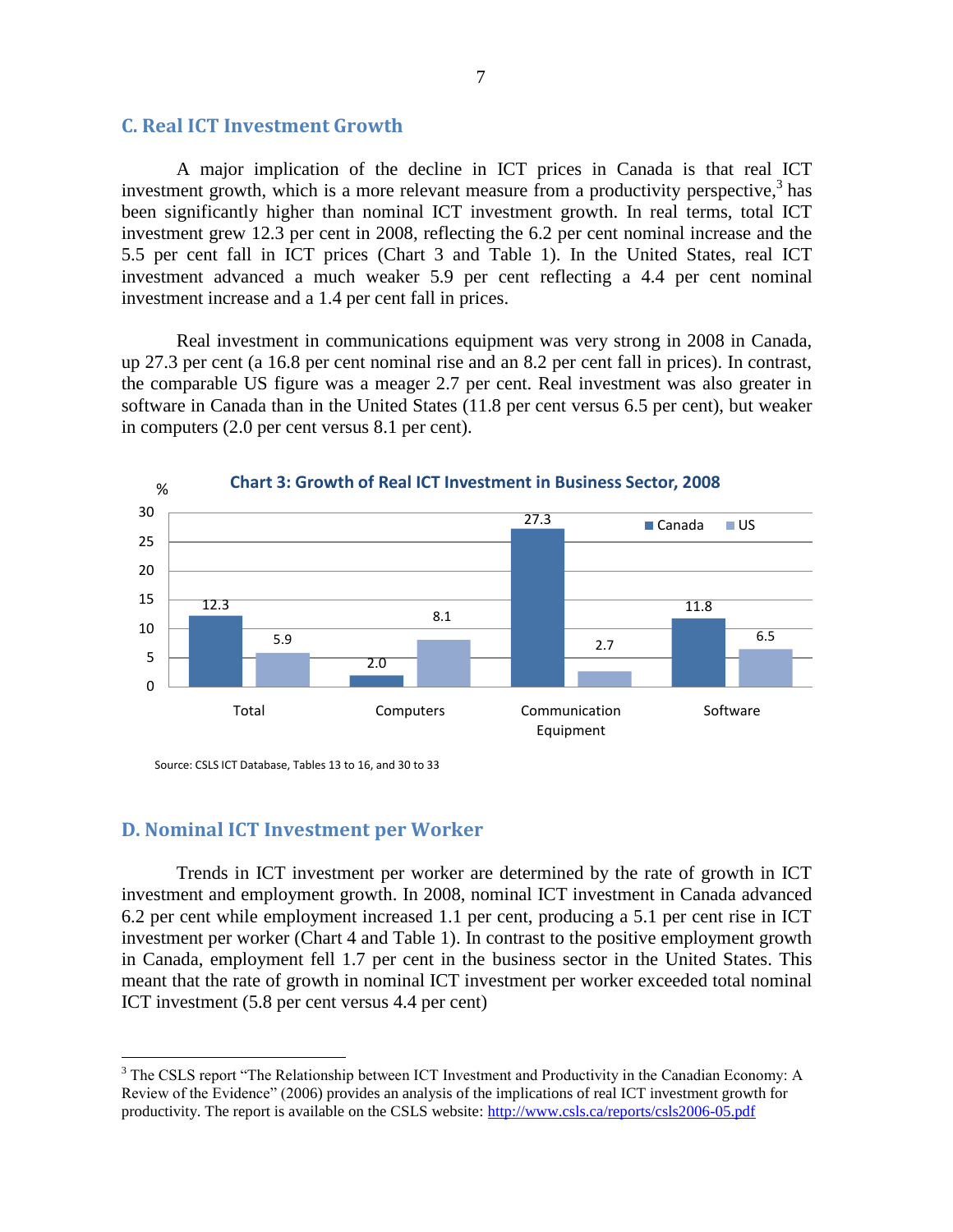## C. Real ICT Investment Growth

A major implication of the decline in ICT prices in Canada is that real ICT investment growth, which is a more relevant measure from a productivity perspective,[3] has been significantly higher than nominal ICT investment growth. In real terms, total ICT investment grew 12.3 per cent in 2008, reflecting the 6.2 per cent nominal increase and the 5.5 per cent fall in ICT prices (Chart 3 and Table 1). In the United States, real ICT investment advanced a much weaker 5.9 per cent reflecting a 4.4 per cent nominal investment increase and a 1.4 per cent fall in prices.

Real investment in communications equipment was very strong in 2008 in Canada, up 27.3 per cent (a 16.8 per cent nominal rise and an 8.2 per cent fall in prices). In contrast, the comparable US figure was a meager 2.7 per cent. Real investment was also greater in software in Canada than in the United States (11.8 per cent versus 6.5 per cent), but weaker in computers (2.0 per cent versus 8.1 per cent).

**Chart 3: Growth of Real ICT Investment in Business Sector, 2008**

| % | Canada | US |
|---|---|---|
| Total | 12.3 | 5.9 |
| Computers | 2.0 | 8.1 |
| Communication Equipment | 27.3 | 2.7 |
| Software | 11.8 | 6.5 |

Source: CSLS ICT Database, Tables 13 to 16, and 30 to 33

## D. Nominal ICT Investment per Worker

Trends in ICT investment per worker are determined by the rate of growth in ICT investment and employment growth. In 2008, nominal ICT investment in Canada advanced 6.2 per cent while employment increased 1.1 per cent, producing a 5.1 per cent rise in ICT investment per worker (Chart 4 and Table 1). In contrast to the positive employment growth in Canada, employment fell 1.7 per cent in the business sector in the United States. This meant that the rate of growth in nominal ICT investment per worker exceeded total nominal ICT investment (5.8 per cent versus 4.4 per cent)

---

[3] The CSLS report "The Relationship between ICT Investment and Productivity in the Canadian Economy: A Review of the Evidence" (2006) provides an analysis of the implications of real ICT investment growth for productivity. The report is available on the CSLS website: http://www.csls.ca/reports/csls2006-05.pdf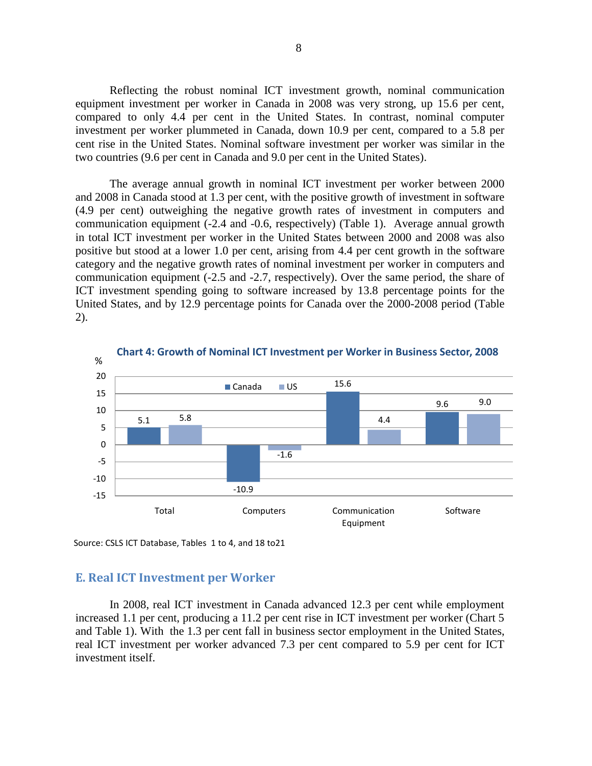Reflecting the robust nominal ICT investment growth, nominal communication equipment investment per worker in Canada in 2008 was very strong, up 15.6 per cent, compared to only 4.4 per cent in the United States. In contrast, nominal computer investment per worker plummeted in Canada, down 10.9 per cent, compared to a 5.8 per cent rise in the United States. Nominal software investment per worker was similar in the two countries (9.6 per cent in Canada and 9.0 per cent in the United States).

The average annual growth in nominal ICT investment per worker between 2000 and 2008 in Canada stood at 1.3 per cent, with the positive growth of investment in software (4.9 per cent) outweighing the negative growth rates of investment in computers and communication equipment (-2.4 and -0.6, respectively) (Table 1). Average annual growth in total ICT investment per worker in the United States between 2000 and 2008 was also positive but stood at a lower 1.0 per cent, arising from 4.4 per cent growth in the software category and the negative growth rates of nominal investment per worker in computers and communication equipment (-2.5 and -2.7, respectively). Over the same period, the share of ICT investment spending going to software increased by 13.8 percentage points for the United States, and by 12.9 percentage points for Canada over the 2000-2008 period (Table 2).

**Chart 4: Growth of Nominal ICT Investment per Worker in Business Sector, 2008**

| % | Canada | US |
|---|---|---|
| Total | 5.1 | 5.8 |
| Computers | -10.9 | -1.6 |
| Communication Equipment | 15.6 | 4.4 |
| Software | 9.6 | 9.0 |

Source: CSLS ICT Database, Tables 1 to 4, and 18 to21

## E. Real ICT Investment per Worker

In 2008, real ICT investment in Canada advanced 12.3 per cent while employment increased 1.1 per cent, producing a 11.2 per cent rise in ICT investment per worker (Chart 5 and Table 1). With the 1.3 per cent fall in business sector employment in the United States, real ICT investment per worker advanced 7.3 per cent compared to 5.9 per cent for ICT investment itself.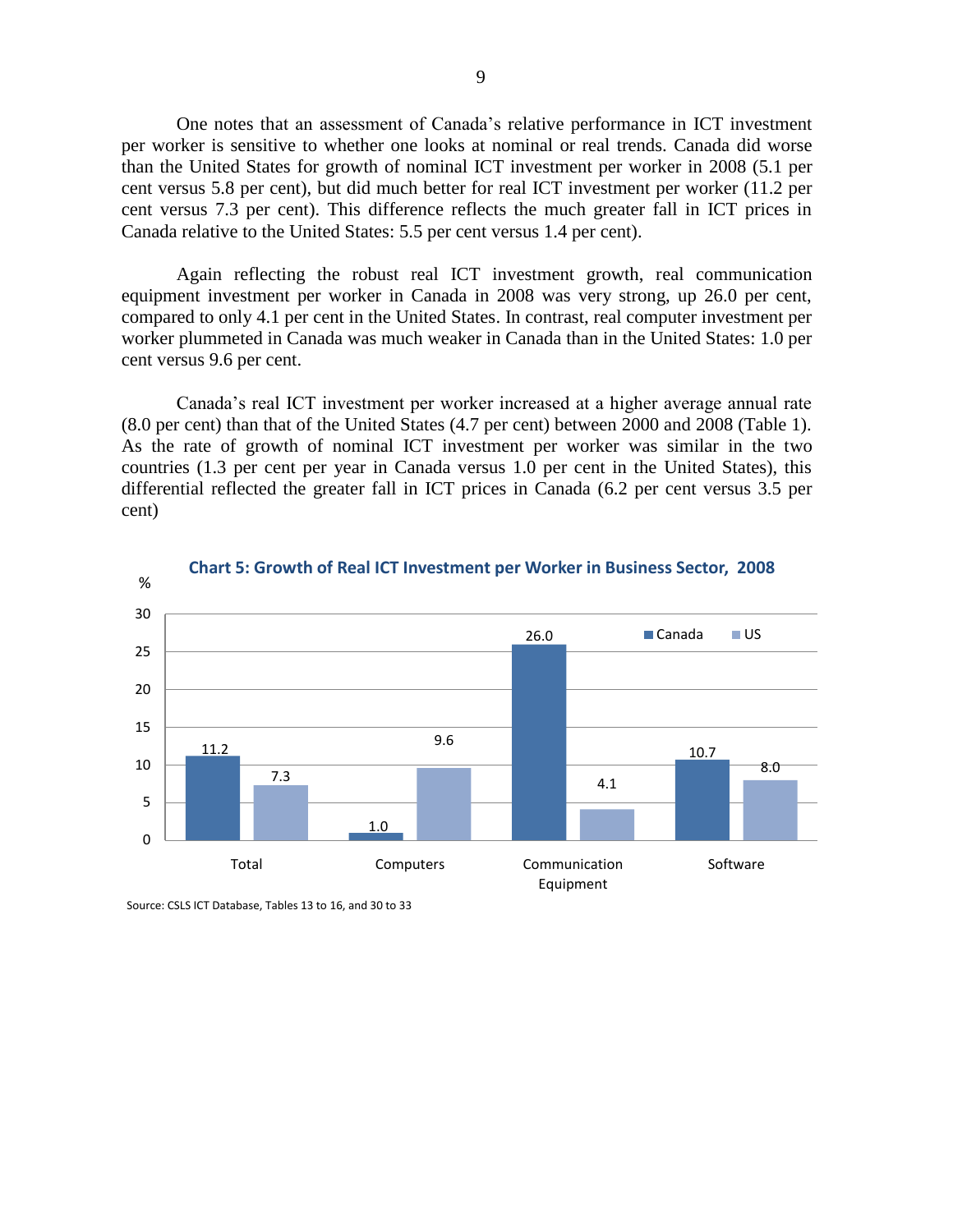One notes that an assessment of Canada's relative performance in ICT investment per worker is sensitive to whether one looks at nominal or real trends. Canada did worse than the United States for growth of nominal ICT investment per worker in 2008 (5.1 per cent versus 5.8 per cent), but did much better for real ICT investment per worker (11.2 per cent versus 7.3 per cent). This difference reflects the much greater fall in ICT prices in Canada relative to the United States: 5.5 per cent versus 1.4 per cent).

Again reflecting the robust real ICT investment growth, real communication equipment investment per worker in Canada in 2008 was very strong, up 26.0 per cent, compared to only 4.1 per cent in the United States. In contrast, real computer investment per worker plummeted in Canada was much weaker in Canada than in the United States: 1.0 per cent versus 9.6 per cent.

Canada's real ICT investment per worker increased at a higher average annual rate (8.0 per cent) than that of the United States (4.7 per cent) between 2000 and 2008 (Table 1). As the rate of growth of nominal ICT investment per worker was similar in the two countries (1.3 per cent per year in Canada versus 1.0 per cent in the United States), this differential reflected the greater fall in ICT prices in Canada (6.2 per cent versus 3.5 per cent)

**Chart 5: Growth of Real ICT Investment per Worker in Business Sector, 2008**

| % | Canada | US |
|---|---|---|
| Total | 11.2 | 7.3 |
| Computers | 1.0 | 9.6 |
| Communication Equipment | 26.0 | 4.1 |
| Software | 10.7 | 8.0 |

Source: CSLS ICT Database, Tables 13 to 16, and 30 to 33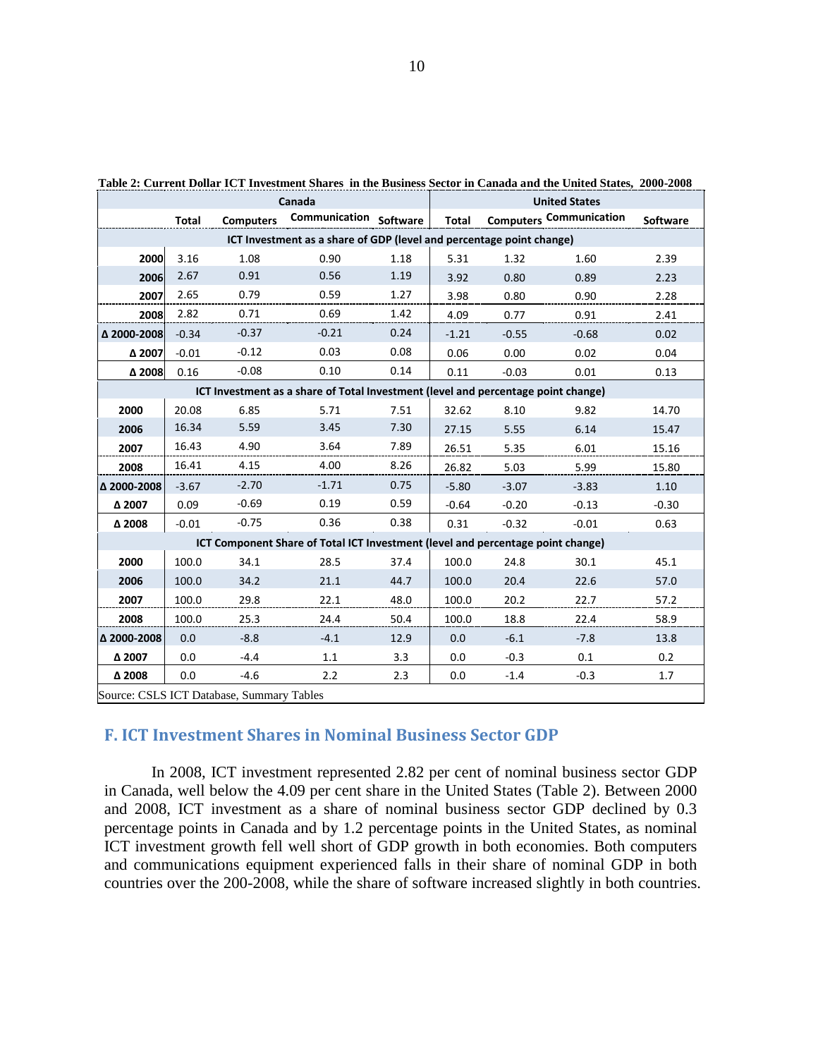**Table 2: Current Dollar ICT Investment Shares in the Business Sector in Canada and the United States, 2000-2008**

| | Canada | | | | United States | | | |
|---|---|---|---|---|---|---|---|---|
| | Total | Computers | Communication | Software | Total | Computers | Communication | Software |
| **ICT Investment as a share of GDP (level and percentage point change)** | | | | | | | | |
| 2000 | 3.16 | 1.08 | 0.90 | 1.18 | 5.31 | 1.32 | 1.60 | 2.39 |
| 2006 | 2.67 | 0.91 | 0.56 | 1.19 | 3.92 | 0.80 | 0.89 | 2.23 |
| 2007 | 2.65 | 0.79 | 0.59 | 1.27 | 3.98 | 0.80 | 0.90 | 2.28 |
| 2008 | 2.82 | 0.71 | 0.69 | 1.42 | 4.09 | 0.77 | 0.91 | 2.41 |
| Δ 2000-2008 | -0.34 | -0.37 | -0.21 | 0.24 | -1.21 | -0.55 | -0.68 | 0.02 |
| Δ 2007 | -0.01 | -0.12 | 0.03 | 0.08 | 0.06 | 0.00 | 0.02 | 0.04 |
| Δ 2008 | 0.16 | -0.08 | 0.10 | 0.14 | 0.11 | -0.03 | 0.01 | 0.13 |
| **ICT Investment as a share of Total Investment (level and percentage point change)** | | | | | | | | |
| 2000 | 20.08 | 6.85 | 5.71 | 7.51 | 32.62 | 8.10 | 9.82 | 14.70 |
| 2006 | 16.34 | 5.59 | 3.45 | 7.30 | 27.15 | 5.55 | 6.14 | 15.47 |
| 2007 | 16.43 | 4.90 | 3.64 | 7.89 | 26.51 | 5.35 | 6.01 | 15.16 |
| 2008 | 16.41 | 4.15 | 4.00 | 8.26 | 26.82 | 5.03 | 5.99 | 15.80 |
| Δ 2000-2008 | -3.67 | -2.70 | -1.71 | 0.75 | -5.80 | -3.07 | -3.83 | 1.10 |
| Δ 2007 | 0.09 | -0.69 | 0.19 | 0.59 | -0.64 | -0.20 | -0.13 | -0.30 |
| Δ 2008 | -0.01 | -0.75 | 0.36 | 0.38 | 0.31 | -0.32 | -0.01 | 0.63 |
| **ICT Component Share of Total ICT Investment (level and percentage point change)** | | | | | | | | |
| 2000 | 100.0 | 34.1 | 28.5 | 37.4 | 100.0 | 24.8 | 30.1 | 45.1 |
| 2006 | 100.0 | 34.2 | 21.1 | 44.7 | 100.0 | 20.4 | 22.6 | 57.0 |
| 2007 | 100.0 | 29.8 | 22.1 | 48.0 | 100.0 | 20.2 | 22.7 | 57.2 |
| 2008 | 100.0 | 25.3 | 24.4 | 50.4 | 100.0 | 18.8 | 22.4 | 58.9 |
| Δ 2000-2008 | 0.0 | -8.8 | -4.1 | 12.9 | 0.0 | -6.1 | -7.8 | 13.8 |
| Δ 2007 | 0.0 | -4.4 | 1.1 | 3.3 | 0.0 | -0.3 | 0.1 | 0.2 |
| Δ 2008 | 0.0 | -4.6 | 2.2 | 2.3 | 0.0 | -1.4 | -0.3 | 1.7 |

Source: CSLS ICT Database, Summary Tables

## F. ICT Investment Shares in Nominal Business Sector GDP

In 2008, ICT investment represented 2.82 per cent of nominal business sector GDP in Canada, well below the 4.09 per cent share in the United States (Table 2). Between 2000 and 2008, ICT investment as a share of nominal business sector GDP declined by 0.3 percentage points in Canada and by 1.2 percentage points in the United States, as nominal ICT investment growth fell well short of GDP growth in both economies. Both computers and communications equipment experienced falls in their share of nominal GDP in both countries over the 200-2008, while the share of software increased slightly in both countries.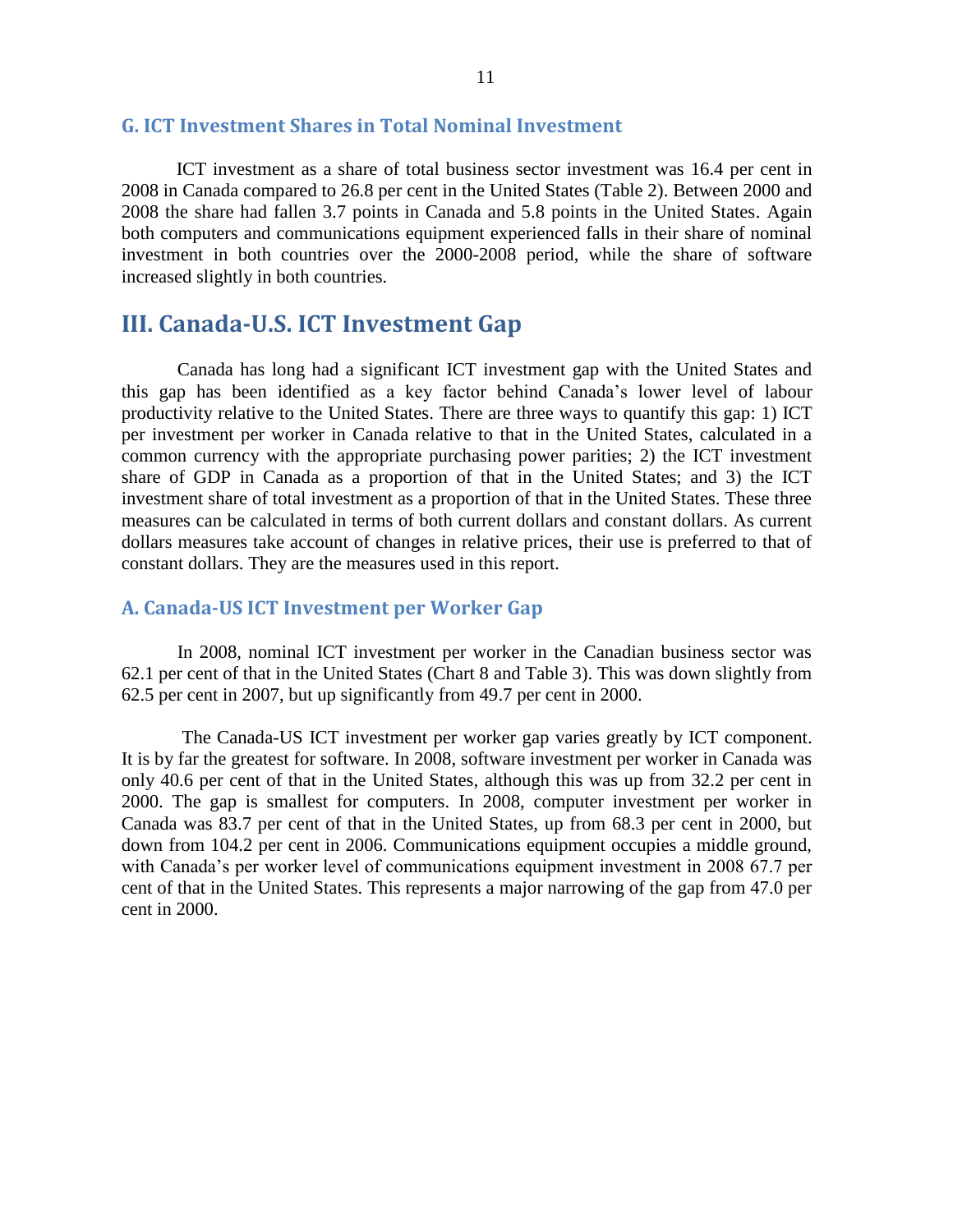### G. ICT Investment Shares in Total Nominal Investment

ICT investment as a share of total business sector investment was 16.4 per cent in 2008 in Canada compared to 26.8 per cent in the United States (Table 2). Between 2000 and 2008 the share had fallen 3.7 points in Canada and 5.8 points in the United States. Again both computers and communications equipment experienced falls in their share of nominal investment in both countries over the 2000-2008 period, while the share of software increased slightly in both countries.

## III. Canada-U.S. ICT Investment Gap

Canada has long had a significant ICT investment gap with the United States and this gap has been identified as a key factor behind Canada's lower level of labour productivity relative to the United States. There are three ways to quantify this gap: 1) ICT per investment per worker in Canada relative to that in the United States, calculated in a common currency with the appropriate purchasing power parities; 2) the ICT investment share of GDP in Canada as a proportion of that in the United States; and 3) the ICT investment share of total investment as a proportion of that in the United States. These three measures can be calculated in terms of both current dollars and constant dollars. As current dollars measures take account of changes in relative prices, their use is preferred to that of constant dollars. They are the measures used in this report.

### A. Canada-US ICT Investment per Worker Gap

In 2008, nominal ICT investment per worker in the Canadian business sector was 62.1 per cent of that in the United States (Chart 8 and Table 3). This was down slightly from 62.5 per cent in 2007, but up significantly from 49.7 per cent in 2000.

The Canada-US ICT investment per worker gap varies greatly by ICT component. It is by far the greatest for software. In 2008, software investment per worker in Canada was only 40.6 per cent of that in the United States, although this was up from 32.2 per cent in 2000. The gap is smallest for computers. In 2008, computer investment per worker in Canada was 83.7 per cent of that in the United States, up from 68.3 per cent in 2000, but down from 104.2 per cent in 2006. Communications equipment occupies a middle ground, with Canada's per worker level of communications equipment investment in 2008 67.7 per cent of that in the United States. This represents a major narrowing of the gap from 47.0 per cent in 2000.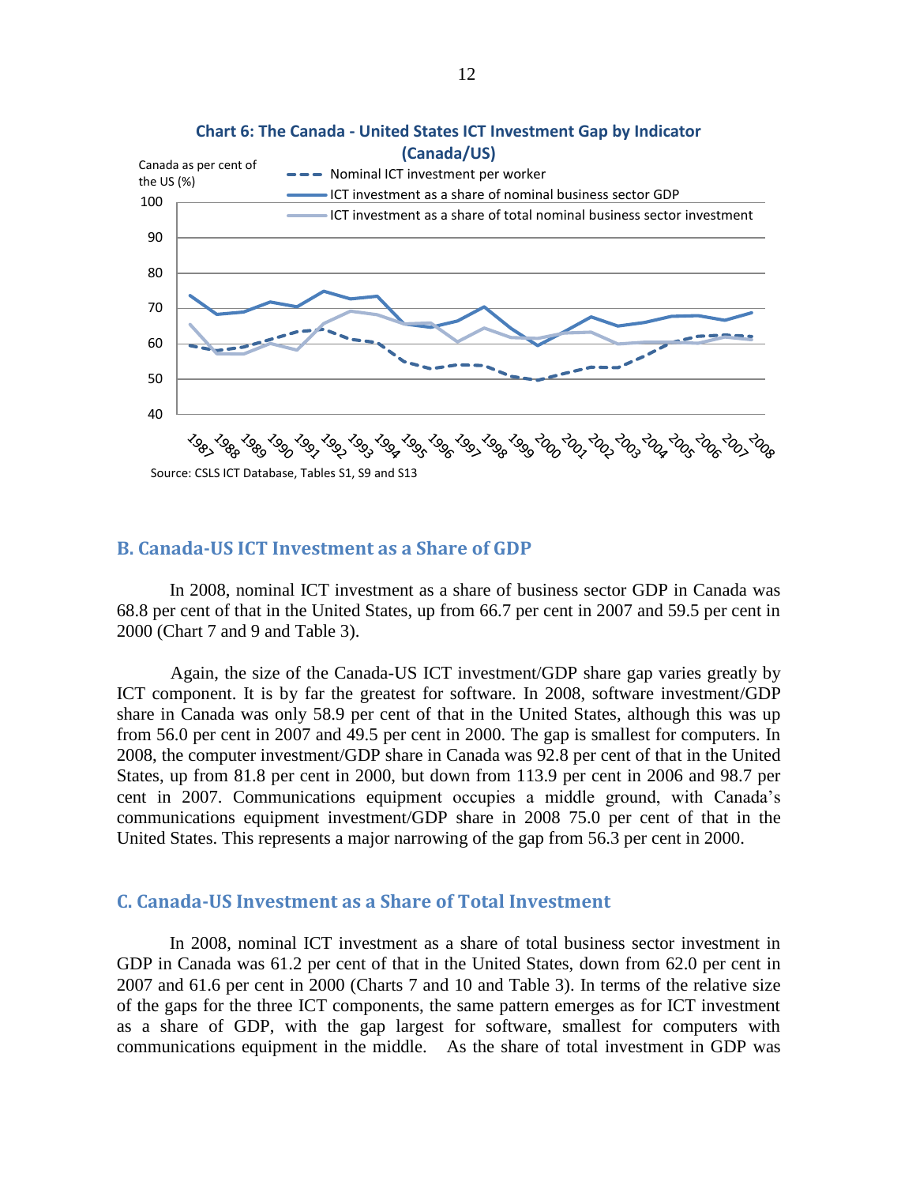**Chart 6: The Canada - United States ICT Investment Gap by Indicator (Canada/US)**

Source: CSLS ICT Database, Tables S1, S9 and S13

## B. Canada-US ICT Investment as a Share of GDP

In 2008, nominal ICT investment as a share of business sector GDP in Canada was 68.8 per cent of that in the United States, up from 66.7 per cent in 2007 and 59.5 per cent in 2000 (Chart 7 and 9 and Table 3).

Again, the size of the Canada-US ICT investment/GDP share gap varies greatly by ICT component. It is by far the greatest for software. In 2008, software investment/GDP share in Canada was only 58.9 per cent of that in the United States, although this was up from 56.0 per cent in 2007 and 49.5 per cent in 2000. The gap is smallest for computers. In 2008, the computer investment/GDP share in Canada was 92.8 per cent of that in the United States, up from 81.8 per cent in 2000, but down from 113.9 per cent in 2006 and 98.7 per cent in 2007. Communications equipment occupies a middle ground, with Canada's communications equipment investment/GDP share in 2008 75.0 per cent of that in the United States. This represents a major narrowing of the gap from 56.3 per cent in 2000.

## C. Canada-US Investment as a Share of Total Investment

In 2008, nominal ICT investment as a share of total business sector investment in GDP in Canada was 61.2 per cent of that in the United States, down from 62.0 per cent in 2007 and 61.6 per cent in 2000 (Charts 7 and 10 and Table 3). In terms of the relative size of the gaps for the three ICT components, the same pattern emerges as for ICT investment as a share of GDP, with the gap largest for software, smallest for computers with communications equipment in the middle. As the share of total investment in GDP was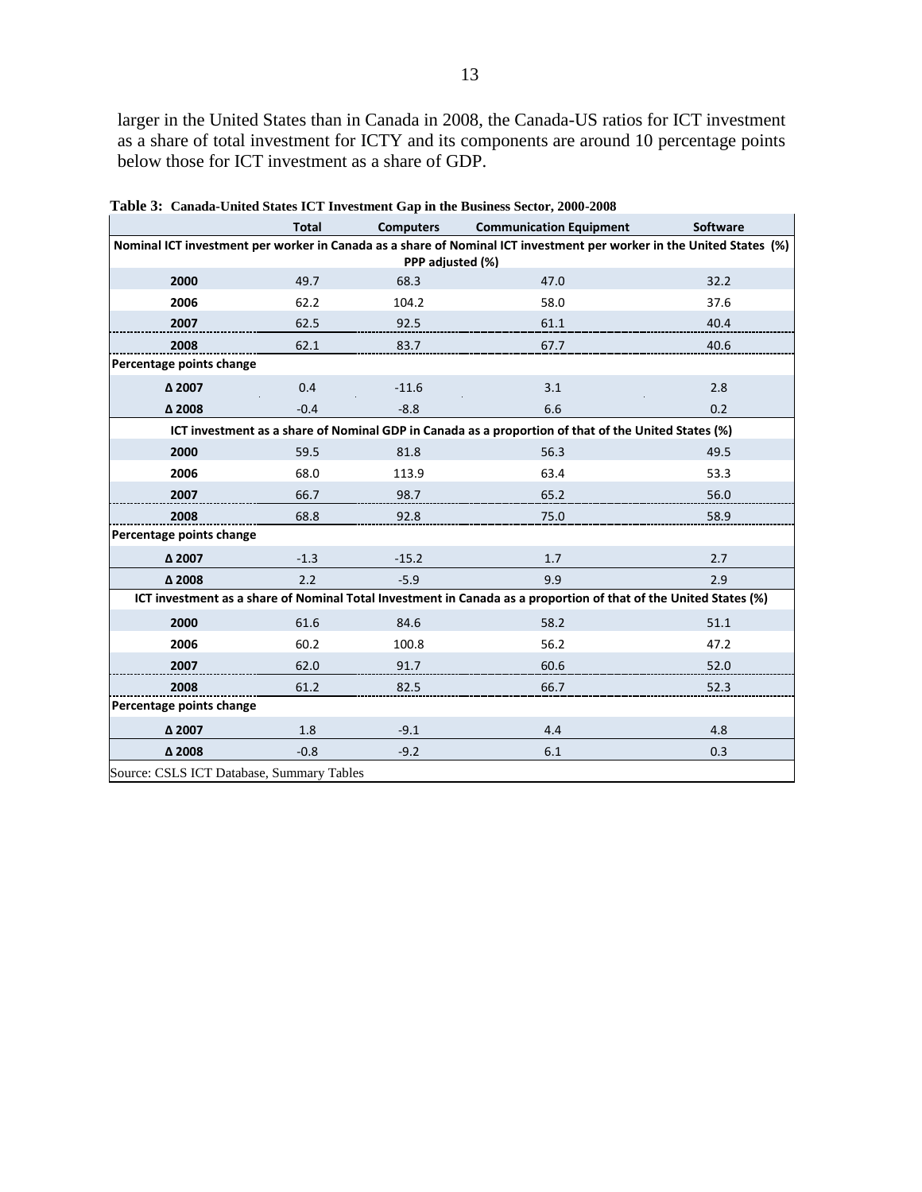larger in the United States than in Canada in 2008, the Canada-US ratios for ICT investment as a share of total investment for ICTY and its components are around 10 percentage points below those for ICT investment as a share of GDP.

**Table 3: Canada-United States ICT Investment Gap in the Business Sector, 2000-2008**

| | Total | Computers | Communication Equipment | Software |
|---|---|---|---|---|
| **Nominal ICT investment per worker in Canada as a share of Nominal ICT investment per worker in the United States (%) PPP adjusted (%)** | | | | |
| **2000** | 49.7 | 68.3 | 47.0 | 32.2 |
| **2006** | 62.2 | 104.2 | 58.0 | 37.6 |
| **2007** | 62.5 | 92.5 | 61.1 | 40.4 |
| **2008** | 62.1 | 83.7 | 67.7 | 40.6 |
| **Percentage points change** | | | | |
| **Δ 2007** | 0.4 | -11.6 | 3.1 | 2.8 |
| **Δ 2008** | -0.4 | -8.8 | 6.6 | 0.2 |
| **ICT investment as a share of Nominal GDP in Canada as a proportion of that of the United States (%)** | | | | |
| **2000** | 59.5 | 81.8 | 56.3 | 49.5 |
| **2006** | 68.0 | 113.9 | 63.4 | 53.3 |
| **2007** | 66.7 | 98.7 | 65.2 | 56.0 |
| **2008** | 68.8 | 92.8 | 75.0 | 58.9 |
| **Percentage points change** | | | | |
| **Δ 2007** | -1.3 | -15.2 | 1.7 | 2.7 |
| **Δ 2008** | 2.2 | -5.9 | 9.9 | 2.9 |
| **ICT investment as a share of Nominal Total Investment in Canada as a proportion of that of the United States (%)** | | | | |
| **2000** | 61.6 | 84.6 | 58.2 | 51.1 |
| **2006** | 60.2 | 100.8 | 56.2 | 47.2 |
| **2007** | 62.0 | 91.7 | 60.6 | 52.0 |
| **2008** | 61.2 | 82.5 | 66.7 | 52.3 |
| **Percentage points change** | | | | |
| **Δ 2007** | 1.8 | -9.1 | 4.4 | 4.8 |
| **Δ 2008** | -0.8 | -9.2 | 6.1 | 0.3 |

Source: CSLS ICT Database, Summary Tables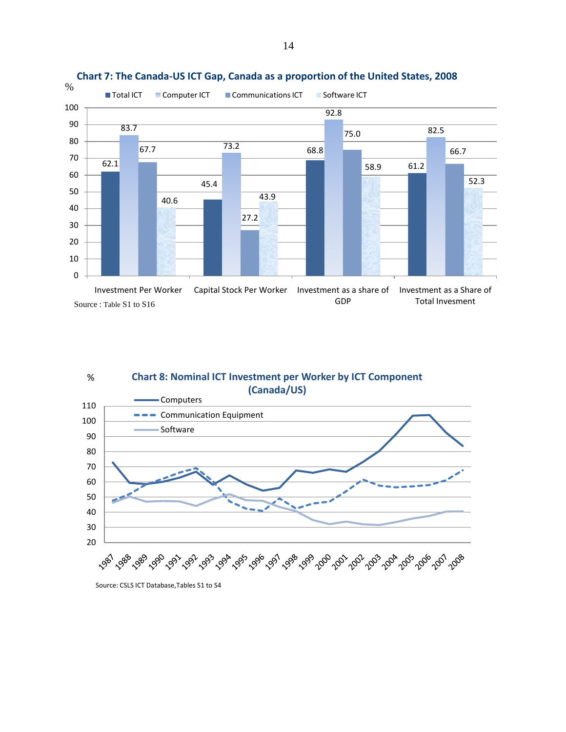**Chart 7: The Canada-US ICT Gap, Canada as a proportion of the United States, 2008**

%

| | Total ICT | Computer ICT | Communications ICT | Software ICT |
|---|---|---|---|---|
| Investment Per Worker | 62.1 | 83.7 | 67.7 | 40.6 |
| Capital Stock Per Worker | 45.4 | 73.2 | 27.2 | 43.9 |
| Investment as a share of GDP | 68.8 | 92.8 | 75.0 | 58.9 |
| Investment as a Share of Total Invesment | 61.2 | 82.5 | 66.7 | 52.3 |

Source : Table S1 to S16

**Chart 8: Nominal ICT Investment per Worker by ICT Component (Canada/US)**

%

Computers, Communication Equipment, Software (1987–2008)

Source: CSLS ICT Database,Tables S1 to S4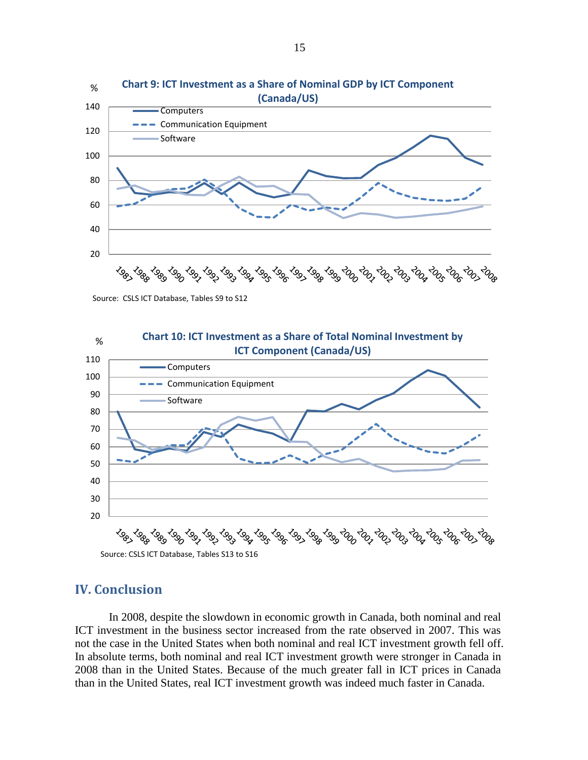**Chart 9: ICT Investment as a Share of Nominal GDP by ICT Component (Canada/US)**

Source: CSLS ICT Database, Tables S9 to S12

**Chart 10: ICT Investment as a Share of Total Nominal Investment by ICT Component (Canada/US)**

Source: CSLS ICT Database, Tables S13 to S16

## IV. Conclusion

In 2008, despite the slowdown in economic growth in Canada, both nominal and real ICT investment in the business sector increased from the rate observed in 2007. This was not the case in the United States when both nominal and real ICT investment growth fell off. In absolute terms, both nominal and real ICT investment growth were stronger in Canada in 2008 than in the United States. Because of the much greater fall in ICT prices in Canada than in the United States, real ICT investment growth was indeed much faster in Canada.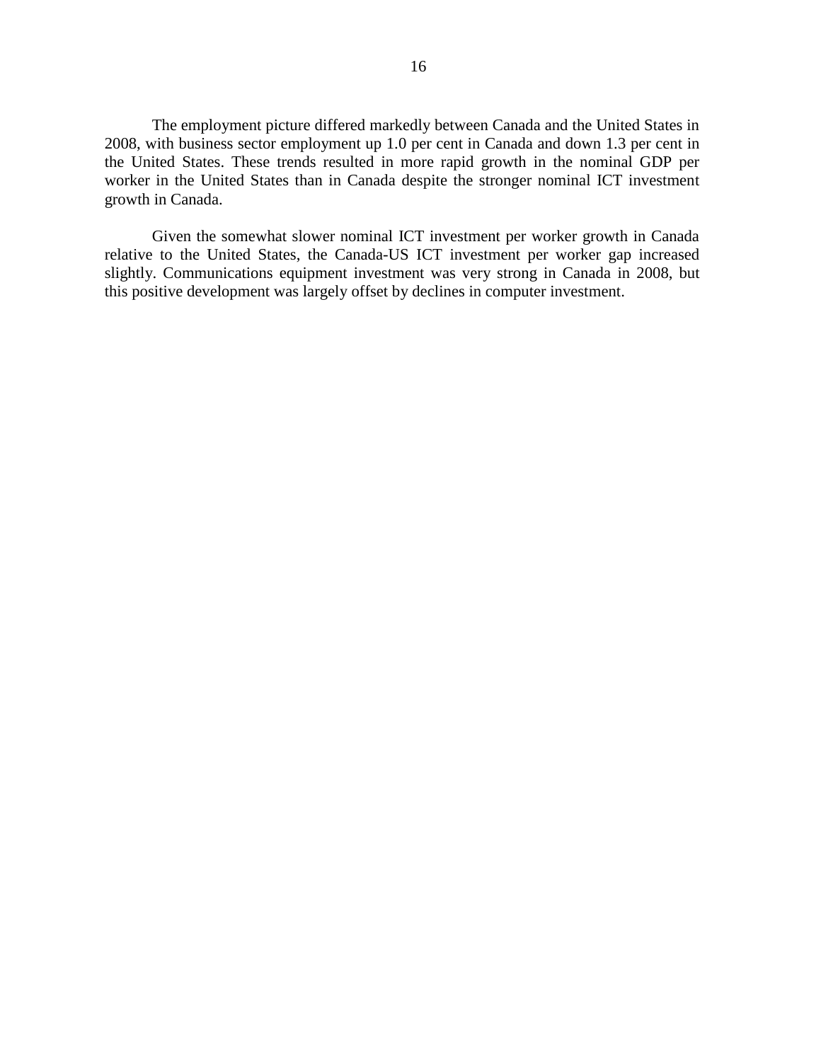The employment picture differed markedly between Canada and the United States in 2008, with business sector employment up 1.0 per cent in Canada and down 1.3 per cent in the United States. These trends resulted in more rapid growth in the nominal GDP per worker in the United States than in Canada despite the stronger nominal ICT investment growth in Canada.

Given the somewhat slower nominal ICT investment per worker growth in Canada relative to the United States, the Canada-US ICT investment per worker gap increased slightly. Communications equipment investment was very strong in Canada in 2008, but this positive development was largely offset by declines in computer investment.